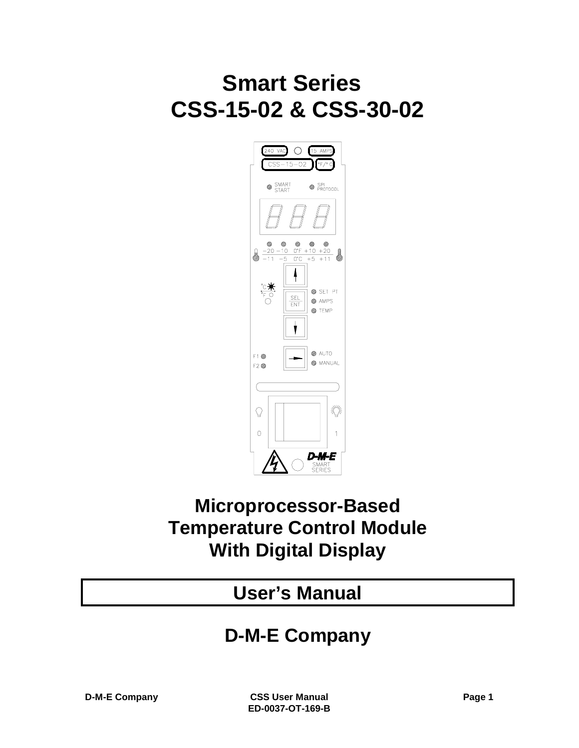# Smart Series
# CSS-15-02 & CSS-30-02

## Microprocessor-Based Temperature Control Module With Digital Display

## User's Manual

## D-M-E Company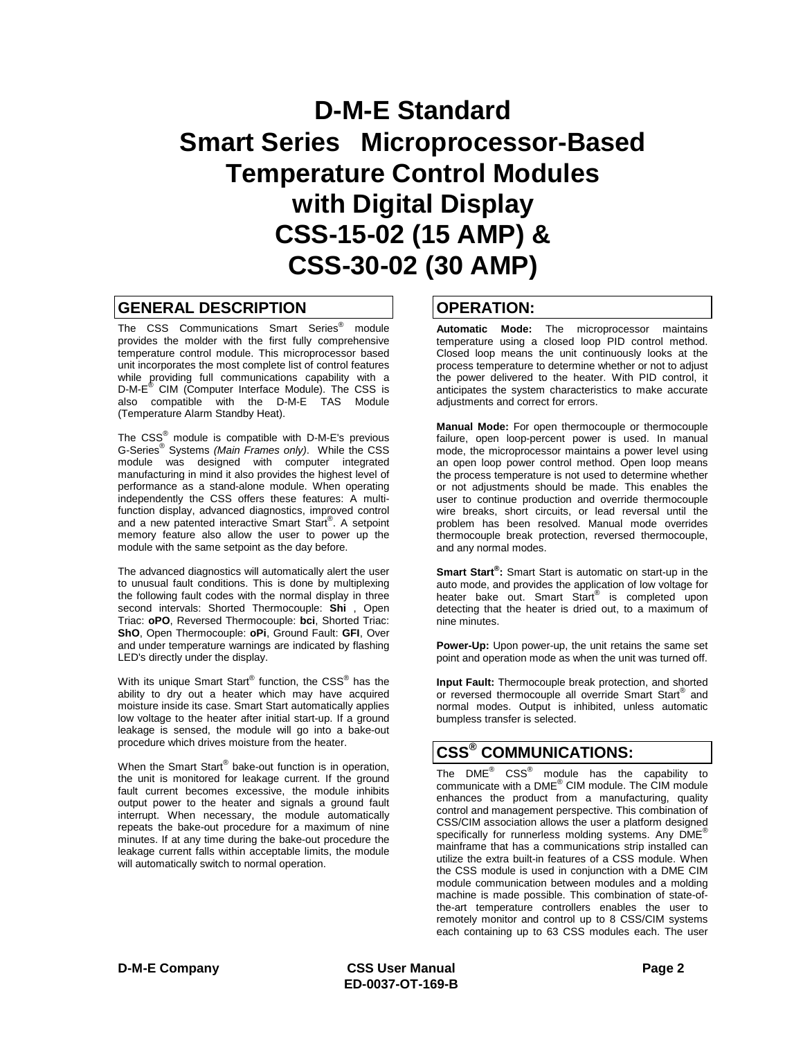# D-M-E Standard Smart Series Microprocessor-Based Temperature Control Modules with Digital Display CSS-15-02 (15 AMP) & CSS-30-02 (30 AMP)

## GENERAL DESCRIPTION

The CSS Communications Smart Series® module provides the molder with the first fully comprehensive temperature control module. This microprocessor based unit incorporates the most complete list of control features while providing full communications capability with a D-M-E® CIM (Computer Interface Module). The CSS is also compatible with the D-M-E TAS Module (Temperature Alarm Standby Heat).

The CSS® module is compatible with D-M-E's previous G-Series® Systems *(Main Frames only)*. While the CSS module was designed with computer integrated manufacturing in mind it also provides the highest level of performance as a stand-alone module. When operating independently the CSS offers these features: A multi-function display, advanced diagnostics, improved control and a new patented interactive Smart Start®. A setpoint memory feature also allow the user to power up the module with the same setpoint as the day before.

The advanced diagnostics will automatically alert the user to unusual fault conditions. This is done by multiplexing the following fault codes with the normal display in three second intervals: Shorted Thermocouple: **Shi** , Open Triac: **oPO**, Reversed Thermocouple: **bci**, Shorted Triac: **ShO**, Open Thermocouple: **oPi**, Ground Fault: **GFI**, Over and under temperature warnings are indicated by flashing LED's directly under the display.

With its unique Smart Start® function, the CSS® has the ability to dry out a heater which may have acquired moisture inside its case. Smart Start automatically applies low voltage to the heater after initial start-up. If a ground leakage is sensed, the module will go into a bake-out procedure which drives moisture from the heater.

When the Smart Start® bake-out function is in operation, the unit is monitored for leakage current. If the ground fault current becomes excessive, the module inhibits output power to the heater and signals a ground fault interrupt. When necessary, the module automatically repeats the bake-out procedure for a maximum of nine minutes. If at any time during the bake-out procedure the leakage current falls within acceptable limits, the module will automatically switch to normal operation.

## OPERATION:

**Automatic Mode:** The microprocessor maintains temperature using a closed loop PID control method. Closed loop means the unit continuously looks at the process temperature to determine whether or not to adjust the power delivered to the heater. With PID control, it anticipates the system characteristics to make accurate adjustments and correct for errors.

**Manual Mode:** For open thermocouple or thermocouple failure, open loop-percent power is used. In manual mode, the microprocessor maintains a power level using an open loop power control method. Open loop means the process temperature is not used to determine whether or not adjustments should be made. This enables the user to continue production and override thermocouple wire breaks, short circuits, or lead reversal until the problem has been resolved. Manual mode overrides thermocouple break protection, reversed thermocouple, and any normal modes.

**Smart Start®:** Smart Start is automatic on start-up in the auto mode, and provides the application of low voltage for heater bake out. Smart Start® is completed upon detecting that the heater is dried out, to a maximum of nine minutes.

**Power-Up:** Upon power-up, the unit retains the same set point and operation mode as when the unit was turned off.

**Input Fault:** Thermocouple break protection, and shorted or reversed thermocouple all override Smart Start® and normal modes. Output is inhibited, unless automatic bumpless transfer is selected.

## CSS® COMMUNICATIONS:

The DME® CSS® module has the capability to communicate with a DME® CIM module. The CIM module enhances the product from a manufacturing, quality control and management perspective. This combination of CSS/CIM association allows the user a platform designed specifically for runnerless molding systems. Any DME® mainframe that has a communications strip installed can utilize the extra built-in features of a CSS module. When the CSS module is used in conjunction with a DME CIM module communication between modules and a molding machine is made possible. This combination of state-of-the-art temperature controllers enables the user to remotely monitor and control up to 8 CSS/CIM systems each containing up to 63 CSS modules each. The user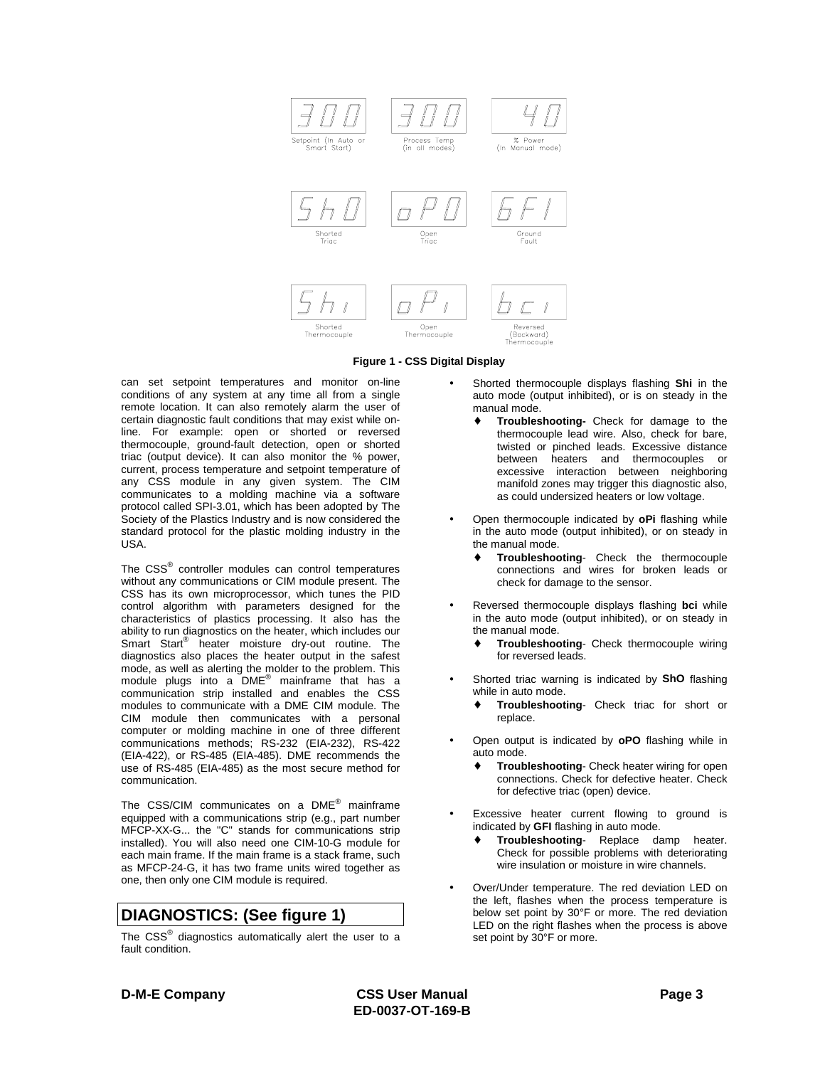| 300 | 300 | 40 |
| --- | --- | --- |
| Setpoint (In Auto or Smart Start) | Process Temp (in all modes) | % Power (in Manual mode) |
| ShO | oPO | GFI |
| Shorted Triac | Open Triac | Ground Fault |
| Shi | oPi | bci |
| Shorted Thermocouple | Open Thermocouple | Reversed (Backward) Thermocouple |

**Figure 1 - CSS Digital Display**

can set setpoint temperatures and monitor on-line conditions of any system at any time all from a single remote location. It can also remotely alarm the user of certain diagnostic fault conditions that may exist while on-line. For example: open or shorted or reversed thermocouple, ground-fault detection, open or shorted triac (output device). It can also monitor the % power, current, process temperature and setpoint temperature of any CSS module in any given system. The CIM communicates to a molding machine via a software protocol called SPI-3.01, which has been adopted by The Society of the Plastics Industry and is now considered the standard protocol for the plastic molding industry in the USA.

The CSS® controller modules can control temperatures without any communications or CIM module present. The CSS has its own microprocessor, which tunes the PID control algorithm with parameters designed for the characteristics of plastics processing. It also has the ability to run diagnostics on the heater, which includes our Smart Start® heater moisture dry-out routine. The diagnostics also places the heater output in the safest mode, as well as alerting the molder to the problem. This module plugs into a DME® mainframe that has a communication strip installed and enables the CSS modules to communicate with a DME CIM module. The CIM module then communicates with a personal computer or molding machine in one of three different communications methods; RS-232 (EIA-232), RS-422 (EIA-422), or RS-485 (EIA-485). DME recommends the use of RS-485 (EIA-485) as the most secure method for communication.

The CSS/CIM communicates on a DME® mainframe equipped with a communications strip (e.g., part number MFCP-XX-G... the "C" stands for communications strip installed). You will also need one CIM-10-G module for each main frame. If the main frame is a stack frame, such as MFCP-24-G, it has two frame units wired together as one, then only one CIM module is required.

## DIAGNOSTICS: (See figure 1)

The CSS® diagnostics automatically alert the user to a fault condition.

- Shorted thermocouple displays flashing **Shi** in the auto mode (output inhibited), or is on steady in the manual mode.
  - **Troubleshooting-** Check for damage to the thermocouple lead wire. Also, check for bare, twisted or pinched leads. Excessive distance between heaters and thermocouples or excessive interaction between neighboring manifold zones may trigger this diagnostic also, as could undersized heaters or low voltage.
- Open thermocouple indicated by **oPi** flashing while in the auto mode (output inhibited), or on steady in the manual mode.
  - **Troubleshooting**- Check the thermocouple connections and wires for broken leads or check for damage to the sensor.
- Reversed thermocouple displays flashing **bci** while in the auto mode (output inhibited), or on steady in the manual mode.
  - **Troubleshooting**- Check thermocouple wiring for reversed leads.
- Shorted triac warning is indicated by **ShO** flashing while in auto mode.
  - **Troubleshooting**- Check triac for short or replace.
- Open output is indicated by **oPO** flashing while in auto mode.
  - **Troubleshooting**- Check heater wiring for open connections. Check for defective heater. Check for defective triac (open) device.
- Excessive heater current flowing to ground is indicated by **GFI** flashing in auto mode.
  - **Troubleshooting**- Replace damp heater. Check for possible problems with deteriorating wire insulation or moisture in wire channels.
- Over/Under temperature. The red deviation LED on the left, flashes when the process temperature is below set point by 30°F or more. The red deviation LED on the right flashes when the process is above set point by 30°F or more.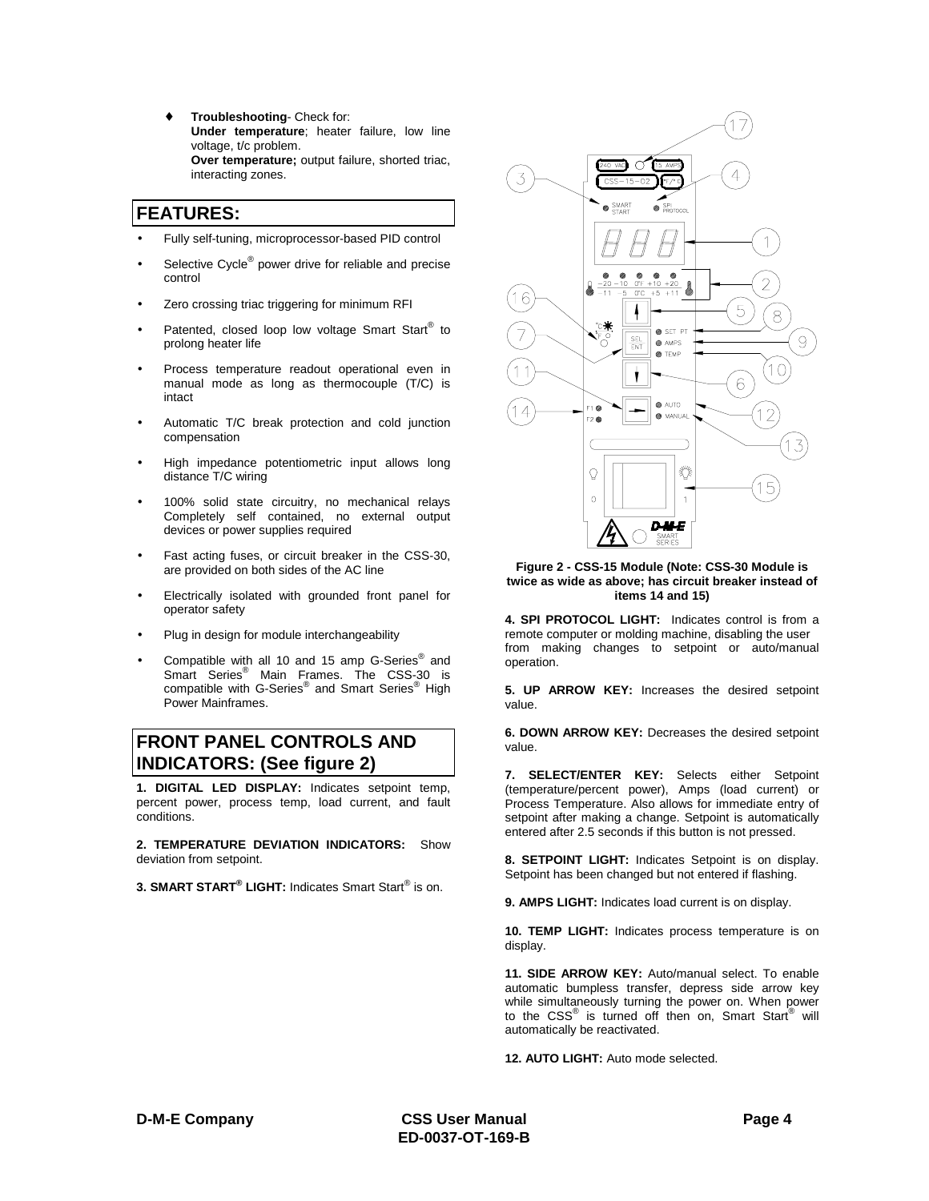- **Troubleshooting**- Check for:
  **Under temperature**; heater failure, low line voltage, t/c problem.
  **Over temperature;** output failure, shorted triac, interacting zones.

## FEATURES:

- Fully self-tuning, microprocessor-based PID control
- Selective Cycle® power drive for reliable and precise control
- Zero crossing triac triggering for minimum RFI
- Patented, closed loop low voltage Smart Start® to prolong heater life
- Process temperature readout operational even in manual mode as long as thermocouple (T/C) is intact
- Automatic T/C break protection and cold junction compensation
- High impedance potentiometric input allows long distance T/C wiring
- 100% solid state circuitry, no mechanical relays Completely self contained, no external output devices or power supplies required
- Fast acting fuses, or circuit breaker in the CSS-30, are provided on both sides of the AC line
- Electrically isolated with grounded front panel for operator safety
- Plug in design for module interchangeability
- Compatible with all 10 and 15 amp G-Series® and Smart Series® Main Frames. The CSS-30 is compatible with G-Series® and Smart Series® High Power Mainframes.

## FRONT PANEL CONTROLS AND INDICATORS: (See figure 2)

**1. DIGITAL LED DISPLAY:** Indicates setpoint temp, percent power, process temp, load current, and fault conditions.

**2. TEMPERATURE DEVIATION INDICATORS:** Show deviation from setpoint.

**3. SMART START® LIGHT:** Indicates Smart Start® is on.

**Figure 2 - CSS-15 Module (Note: CSS-30 Module is twice as wide as above; has circuit breaker instead of items 14 and 15)**

**4. SPI PROTOCOL LIGHT:** Indicates control is from a remote computer or molding machine, disabling the user from making changes to setpoint or auto/manual operation.

**5. UP ARROW KEY:** Increases the desired setpoint value.

**6. DOWN ARROW KEY:** Decreases the desired setpoint value.

**7. SELECT/ENTER KEY:** Selects either Setpoint (temperature/percent power), Amps (load current) or Process Temperature. Also allows for immediate entry of setpoint after making a change. Setpoint is automatically entered after 2.5 seconds if this button is not pressed.

**8. SETPOINT LIGHT:** Indicates Setpoint is on display. Setpoint has been changed but not entered if flashing.

**9. AMPS LIGHT:** Indicates load current is on display.

**10. TEMP LIGHT:** Indicates process temperature is on display.

**11. SIDE ARROW KEY:** Auto/manual select. To enable automatic bumpless transfer, depress side arrow key while simultaneously turning the power on. When power to the CSS® is turned off then on, Smart Start® will automatically be reactivated.

**12. AUTO LIGHT:** Auto mode selected.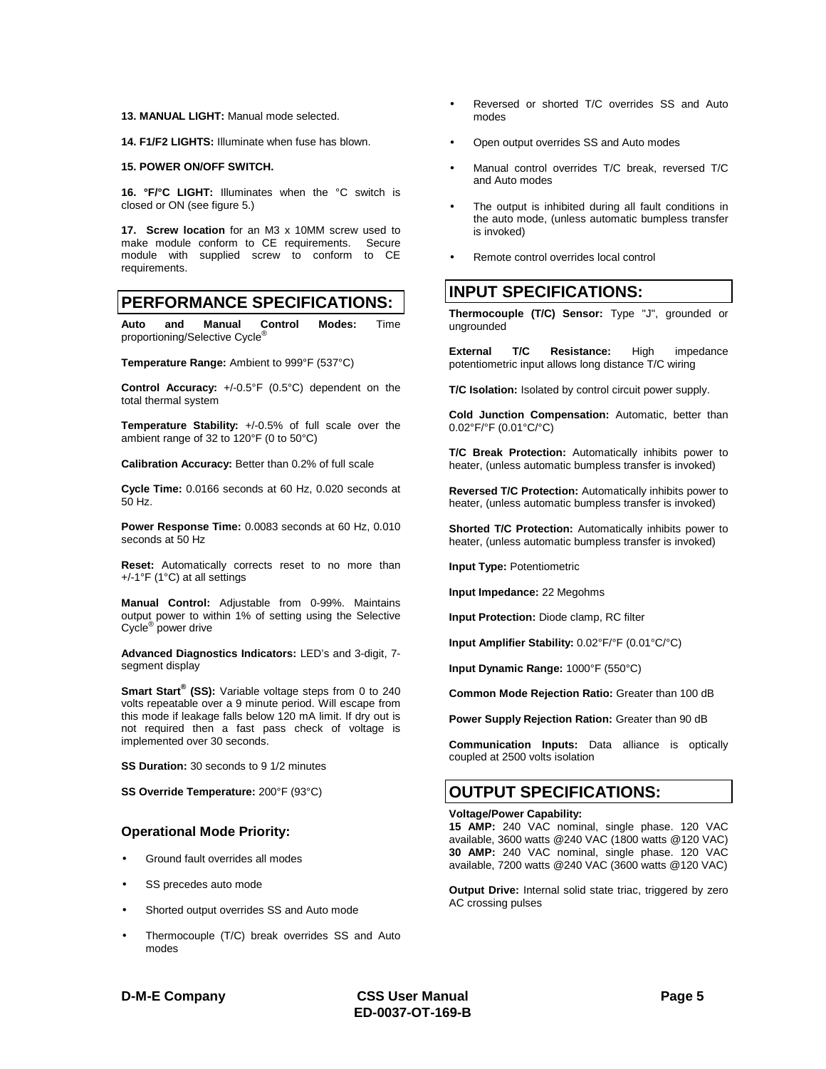**13. MANUAL LIGHT:** Manual mode selected.

**14. F1/F2 LIGHTS:** Illuminate when fuse has blown.

**15. POWER ON/OFF SWITCH.**

**16. °F/°C LIGHT:** Illuminates when the °C switch is closed or ON (see figure 5.)

**17. Screw location** for an M3 x 10MM screw used to make module conform to CE requirements. Secure module with supplied screw to conform to CE requirements.

## PERFORMANCE SPECIFICATIONS:

**Auto and Manual Control Modes:** Time proportioning/Selective Cycle®

**Temperature Range:** Ambient to 999°F (537°C)

**Control Accuracy:** +/-0.5°F (0.5°C) dependent on the total thermal system

**Temperature Stability:** +/-0.5% of full scale over the ambient range of 32 to 120°F (0 to 50°C)

**Calibration Accuracy:** Better than 0.2% of full scale

**Cycle Time:** 0.0166 seconds at 60 Hz, 0.020 seconds at 50 Hz.

**Power Response Time:** 0.0083 seconds at 60 Hz, 0.010 seconds at 50 Hz

**Reset:** Automatically corrects reset to no more than +/-1°F (1°C) at all settings

**Manual Control:** Adjustable from 0-99%. Maintains output power to within 1% of setting using the Selective Cycle® power drive

**Advanced Diagnostics Indicators:** LED's and 3-digit, 7-segment display

**Smart Start® (SS):** Variable voltage steps from 0 to 240 volts repeatable over a 9 minute period. Will escape from this mode if leakage falls below 120 mA limit. If dry out is not required then a fast pass check of voltage is implemented over 30 seconds.

**SS Duration:** 30 seconds to 9 1/2 minutes

**SS Override Temperature:** 200°F (93°C)

### Operational Mode Priority:

- Ground fault overrides all modes
- SS precedes auto mode
- Shorted output overrides SS and Auto mode
- Thermocouple (T/C) break overrides SS and Auto modes
- Reversed or shorted T/C overrides SS and Auto modes
- Open output overrides SS and Auto modes
- Manual control overrides T/C break, reversed T/C and Auto modes
- The output is inhibited during all fault conditions in the auto mode, (unless automatic bumpless transfer is invoked)
- Remote control overrides local control

## INPUT SPECIFICATIONS:

**Thermocouple (T/C) Sensor:** Type "J", grounded or ungrounded

**External T/C Resistance:** High impedance potentiometric input allows long distance T/C wiring

**T/C Isolation:** Isolated by control circuit power supply.

**Cold Junction Compensation:** Automatic, better than 0.02°F/°F (0.01°C/°C)

**T/C Break Protection:** Automatically inhibits power to heater, (unless automatic bumpless transfer is invoked)

**Reversed T/C Protection:** Automatically inhibits power to heater, (unless automatic bumpless transfer is invoked)

**Shorted T/C Protection:** Automatically inhibits power to heater, (unless automatic bumpless transfer is invoked)

**Input Type:** Potentiometric

**Input Impedance:** 22 Megohms

**Input Protection:** Diode clamp, RC filter

**Input Amplifier Stability:** 0.02°F/°F (0.01°C/°C)

**Input Dynamic Range:** 1000°F (550°C)

**Common Mode Rejection Ratio:** Greater than 100 dB

**Power Supply Rejection Ration:** Greater than 90 dB

**Communication Inputs:** Data alliance is optically coupled at 2500 volts isolation

## OUTPUT SPECIFICATIONS:

**Voltage/Power Capability:**
**15 AMP:** 240 VAC nominal, single phase. 120 VAC available, 3600 watts @240 VAC (1800 watts @120 VAC)
**30 AMP:** 240 VAC nominal, single phase. 120 VAC available, 7200 watts @240 VAC (3600 watts @120 VAC)

**Output Drive:** Internal solid state triac, triggered by zero AC crossing pulses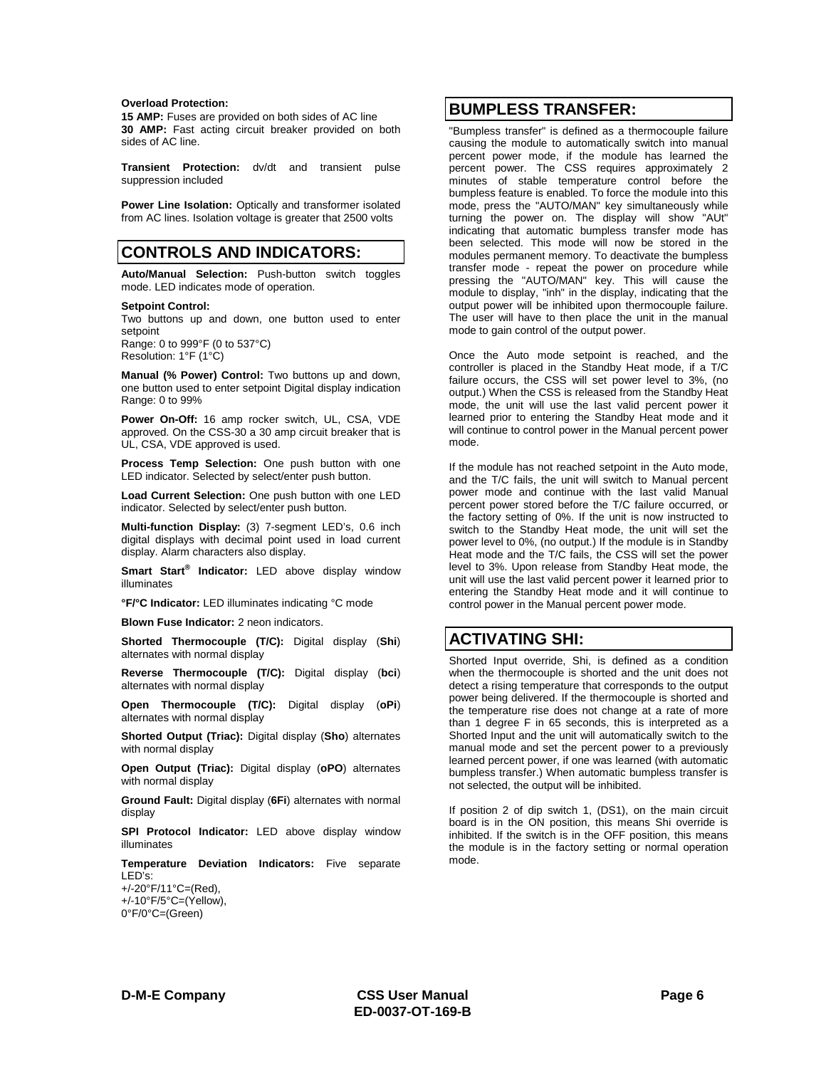**Overload Protection:**

**15 AMP:** Fuses are provided on both sides of AC line
**30 AMP:** Fast acting circuit breaker provided on both sides of AC line.

**Transient Protection:** dv/dt and transient pulse suppression included

**Power Line Isolation:** Optically and transformer isolated from AC lines. Isolation voltage is greater that 2500 volts

## CONTROLS AND INDICATORS:

**Auto/Manual Selection:** Push-button switch toggles mode. LED indicates mode of operation.

**Setpoint Control:**
Two buttons up and down, one button used to enter setpoint
Range: 0 to 999°F (0 to 537°C)
Resolution: 1°F (1°C)

**Manual (% Power) Control:** Two buttons up and down, one button used to enter setpoint Digital display indication Range: 0 to 99%

**Power On-Off:** 16 amp rocker switch, UL, CSA, VDE approved. On the CSS-30 a 30 amp circuit breaker that is UL, CSA, VDE approved is used.

**Process Temp Selection:** One push button with one LED indicator. Selected by select/enter push button.

**Load Current Selection:** One push button with one LED indicator. Selected by select/enter push button.

**Multi-function Display:** (3) 7-segment LED's, 0.6 inch digital displays with decimal point used in load current display. Alarm characters also display.

**Smart Start® Indicator:** LED above display window illuminates

**°F/°C Indicator:** LED illuminates indicating °C mode

**Blown Fuse Indicator:** 2 neon indicators.

**Shorted Thermocouple (T/C):** Digital display (**Shi**) alternates with normal display

**Reverse Thermocouple (T/C):** Digital display (**bci**) alternates with normal display

**Open Thermocouple (T/C):** Digital display (**oPi**) alternates with normal display

**Shorted Output (Triac):** Digital display (**Sho**) alternates with normal display

**Open Output (Triac):** Digital display (**oPO**) alternates with normal display

**Ground Fault:** Digital display (**6Fi**) alternates with normal display

**SPI Protocol Indicator:** LED above display window illuminates

**Temperature Deviation Indicators:** Five separate LED's:
+/-20°F/11°C=(Red),
+/-10°F/5°C=(Yellow),
0°F/0°C=(Green)

## BUMPLESS TRANSFER:

"Bumpless transfer" is defined as a thermocouple failure causing the module to automatically switch into manual percent power mode, if the module has learned the percent power. The CSS requires approximately 2 minutes of stable temperature control before the bumpless feature is enabled. To force the module into this mode, press the "AUTO/MAN" key simultaneously while turning the power on. The display will show "AUt" indicating that automatic bumpless transfer mode has been selected. This mode will now be stored in the modules permanent memory. To deactivate the bumpless transfer mode - repeat the power on procedure while pressing the "AUTO/MAN" key. This will cause the module to display, "inh" in the display, indicating that the output power will be inhibited upon thermocouple failure. The user will have to then place the unit in the manual mode to gain control of the output power.

Once the Auto mode setpoint is reached, and the controller is placed in the Standby Heat mode, if a T/C failure occurs, the CSS will set power level to 3%, (no output.) When the CSS is released from the Standby Heat mode, the unit will use the last valid percent power it learned prior to entering the Standby Heat mode and it will continue to control power in the Manual percent power mode.

If the module has not reached setpoint in the Auto mode, and the T/C fails, the unit will switch to Manual percent power mode and continue with the last valid Manual percent power stored before the T/C failure occurred, or the factory setting of 0%. If the unit is now instructed to switch to the Standby Heat mode, the unit will set the power level to 0%, (no output.) If the module is in Standby Heat mode and the T/C fails, the CSS will set the power level to 3%. Upon release from Standby Heat mode, the unit will use the last valid percent power it learned prior to entering the Standby Heat mode and it will continue to control power in the Manual percent power mode.

## ACTIVATING SHI:

Shorted Input override, Shi, is defined as a condition when the thermocouple is shorted and the unit does not detect a rising temperature that corresponds to the output power being delivered. If the thermocouple is shorted and the temperature rise does not change at a rate of more than 1 degree F in 65 seconds, this is interpreted as a Shorted Input and the unit will automatically switch to the manual mode and set the percent power to a previously learned percent power, if one was learned (with automatic bumpless transfer.) When automatic bumpless transfer is not selected, the output will be inhibited.

If position 2 of dip switch 1, (DS1), on the main circuit board is in the ON position, this means Shi override is inhibited. If the switch is in the OFF position, this means the module is in the factory setting or normal operation mode.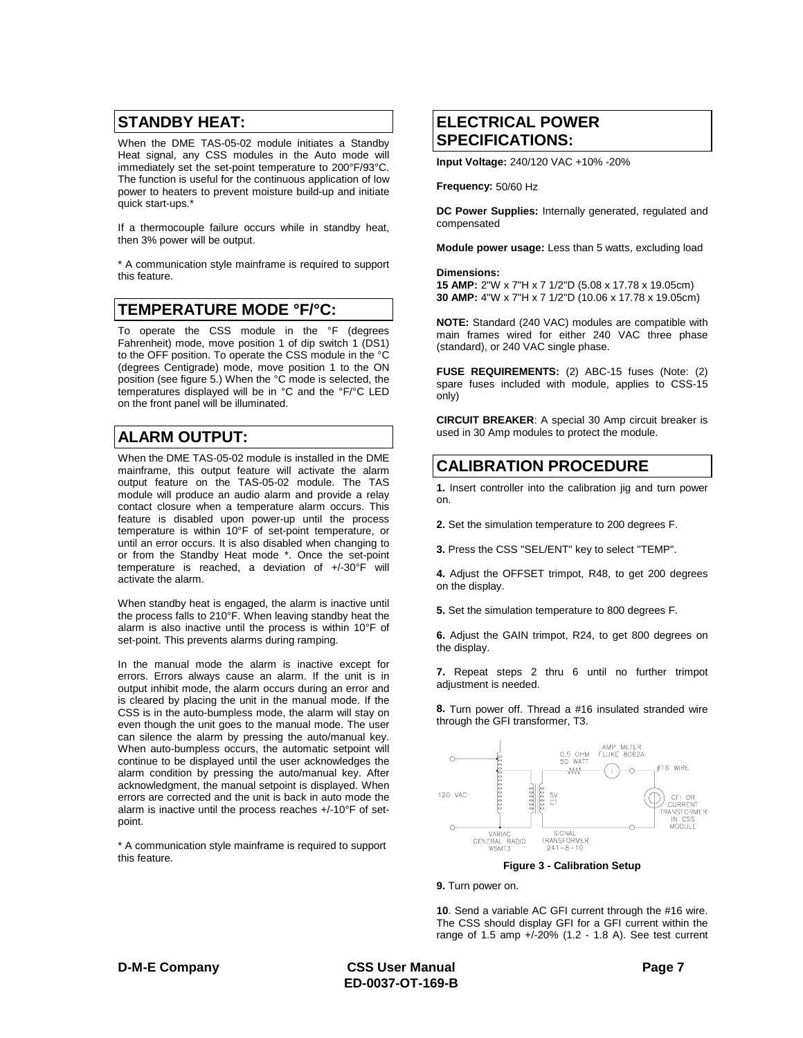## STANDBY HEAT:

When the DME TAS-05-02 module initiates a Standby Heat signal, any CSS modules in the Auto mode will immediately set the set-point temperature to 200°F/93°C. The function is useful for the continuous application of low power to heaters to prevent moisture build-up and initiate quick start-ups.*

If a thermocouple failure occurs while in standby heat, then 3% power will be output.

* A communication style mainframe is required to support this feature.

## TEMPERATURE MODE °F/°C:

To operate the CSS module in the °F (degrees Fahrenheit) mode, move position 1 of dip switch 1 (DS1) to the OFF position. To operate the CSS module in the °C (degrees Centigrade) mode, move position 1 to the ON position (see figure 5.) When the °C mode is selected, the temperatures displayed will be in °C and the °F/°C LED on the front panel will be illuminated.

## ALARM OUTPUT:

When the DME TAS-05-02 module is installed in the DME mainframe, this output feature will activate the alarm output feature on the TAS-05-02 module. The TAS module will produce an audio alarm and provide a relay contact closure when a temperature alarm occurs. This feature is disabled upon power-up until the process temperature is within 10°F of set-point temperature, or until an error occurs. It is also disabled when changing to or from the Standby Heat mode *. Once the set-point temperature is reached, a deviation of +/-30°F will activate the alarm.

When standby heat is engaged, the alarm is inactive until the process falls to 210°F. When leaving standby heat the alarm is also inactive until the process is within 10°F of set-point. This prevents alarms during ramping.

In the manual mode the alarm is inactive except for errors. Errors always cause an alarm. If the unit is in output inhibit mode, the alarm occurs during an error and is cleared by placing the unit in the manual mode. If the CSS is in the auto-bumpless mode, the alarm will stay on even though the unit goes to the manual mode. The user can silence the alarm by pressing the auto/manual key. When auto-bumpless occurs, the automatic setpoint will continue to be displayed until the user acknowledges the alarm condition by pressing the auto/manual key. After acknowledgment, the manual setpoint is displayed. When errors are corrected and the unit is back in auto mode the alarm is inactive until the process reaches +/-10°F of set-point.

* A communication style mainframe is required to support this feature.

## ELECTRICAL POWER SPECIFICATIONS:

**Input Voltage:** 240/120 VAC +10% -20%

**Frequency:** 50/60 Hz

**DC Power Supplies:** Internally generated, regulated and compensated

**Module power usage:** Less than 5 watts, excluding load

**Dimensions:**
**15 AMP:** 2"W x 7"H x 7 1/2"D (5.08 x 17.78 x 19.05cm)
**30 AMP:** 4"W x 7"H x 7 1/2"D (10.06 x 17.78 x 19.05cm)

**NOTE:** Standard (240 VAC) modules are compatible with main frames wired for either 240 VAC three phase (standard), or 240 VAC single phase.

**FUSE REQUIREMENTS:** (2) ABC-15 fuses (Note: (2) spare fuses included with module, applies to CSS-15 only)

**CIRCUIT BREAKER**: A special 30 Amp circuit breaker is used in 30 Amp modules to protect the module.

## CALIBRATION PROCEDURE

**1.** Insert controller into the calibration jig and turn power on.

**2.** Set the simulation temperature to 200 degrees F.

**3.** Press the CSS "SEL/ENT" key to select "TEMP".

**4.** Adjust the OFFSET trimpot, R48, to get 200 degrees on the display.

**5.** Set the simulation temperature to 800 degrees F.

**6.** Adjust the GAIN trimpot, R24, to get 800 degrees on the display.

**7.** Repeat steps 2 thru 6 until no further trimpot adjustment is needed.

**8.** Turn power off. Thread a #16 insulated stranded wire through the GFI transformer, T3.

120 VAC — VARIAC GENERAL RADIO W5MT3 — SIGNAL TRANSFORMER 241-8-10 (5V CT) — 0.5 OHM 50 WATT — AMP METER FLUKE 8062A — #16 WIRE — GFI OR CURRENT TRANSFORMER IN CSS MODULE

**Figure 3 - Calibration Setup**

**9.** Turn power on.

**10**. Send a variable AC GFI current through the #16 wire. The CSS should display GFI for a GFI current within the range of 1.5 amp +/-20% (1.2 - 1.8 A). See test current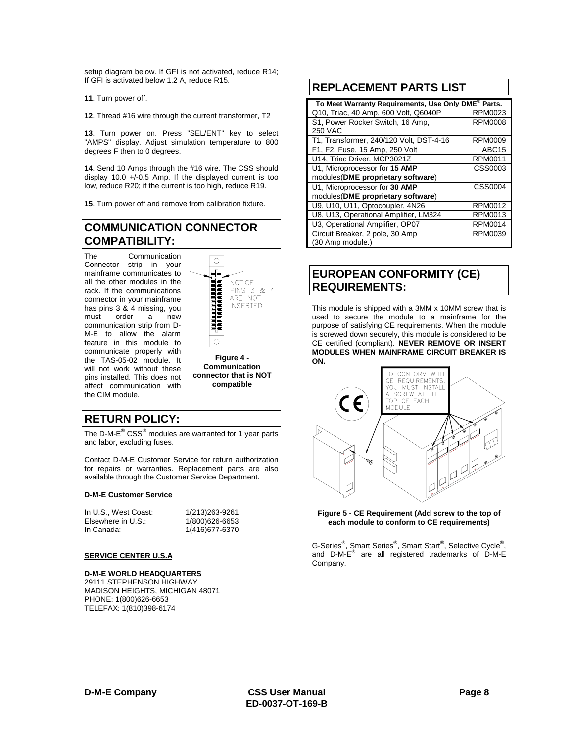setup diagram below. If GFI is not activated, reduce R14; If GFI is activated below 1.2 A, reduce R15.

**11**. Turn power off.

**12**. Thread #16 wire through the current transformer, T2

**13**. Turn power on. Press "SEL/ENT" key to select "AMPS" display. Adjust simulation temperature to 800 degrees F then to 0 degrees.

**14**. Send 10 Amps through the #16 wire. The CSS should display 10.0 +/-0.5 Amp. If the displayed current is too low, reduce R20; if the current is too high, reduce R19.

**15**. Turn power off and remove from calibration fixture.

## COMMUNICATION CONNECTOR COMPATIBILITY:

The Communication Connector strip in your mainframe communicates to all the other modules in the rack. If the communications connector in your mainframe has pins 3 & 4 missing, you must order a new communication strip from D-M-E to allow the alarm feature in this module to communicate properly with the TAS-05-02 module. It will not work without these pins installed. This does not affect communication with the CIM module.

NOTICE PINS 3 & 4 ARE NOT INSERTED

**Figure 4 - Communication connector that is NOT compatible**

## RETURN POLICY:

The D-M-E® CSS® modules are warranted for 1 year parts and labor, excluding fuses.

Contact D-M-E Customer Service for return authorization for repairs or warranties. Replacement parts are also available through the Customer Service Department.

**D-M-E Customer Service**

In U.S., West Coast: 1(213)263-9261
Elsewhere in U.S.: 1(800)626-6653
In Canada: 1(416)677-6370

**SERVICE CENTER U.S.A**

**D-M-E WORLD HEADQUARTERS**
29111 STEPHENSON HIGHWAY
MADISON HEIGHTS, MICHIGAN 48071
PHONE: 1(800)626-6653
TELEFAX: 1(810)398-6174

## REPLACEMENT PARTS LIST

| To Meet Warranty Requirements, Use Only DME® Parts. | |
|---|---|
| Q10, Triac, 40 Amp, 600 Volt, Q6040P | RPM0023 |
| S1, Power Rocker Switch, 16 Amp, 250 VAC | RPM0008 |
| T1, Transformer, 240/120 Volt, DST-4-16 | RPM0009 |
| F1, F2, Fuse, 15 Amp, 250 Volt | ABC15 |
| U14, Triac Driver, MCP3021Z | RPM0011 |
| U1, Microprocessor for **15 AMP** modules(**DME proprietary software**) | CSS0003 |
| U1, Microprocessor for **30 AMP** modules(**DME proprietary software**) | CSS0004 |
| U9, U10, U11, Optocoupler, 4N26 | RPM0012 |
| U8, U13, Operational Amplifier, LM324 | RPM0013 |
| U3, Operational Amplifier, OP07 | RPM0014 |
| Circuit Breaker, 2 pole, 30 Amp (30 Amp module.) | RPM0039 |

## EUROPEAN CONFORMITY (CE) REQUIREMENTS:

This module is shipped with a 3MM x 10MM screw that is used to secure the module to a mainframe for the purpose of satisfying CE requirements. When the module is screwed down securely, this module is considered to be CE certified (compliant). **NEVER REMOVE OR INSERT MODULES WHEN MAINFRAME CIRCUIT BREAKER IS ON.**

TO CONFORM WITH CE REQUIREMENTS, YOU MUST INSTALL A SCREW AT THE TOP OF EACH MODULE

**Figure 5 - CE Requirement (Add screw to the top of each module to conform to CE requirements)**

G-Series®, Smart Series®, Smart Start®, Selective Cycle®, and D-M-E® are all registered trademarks of D-M-E Company.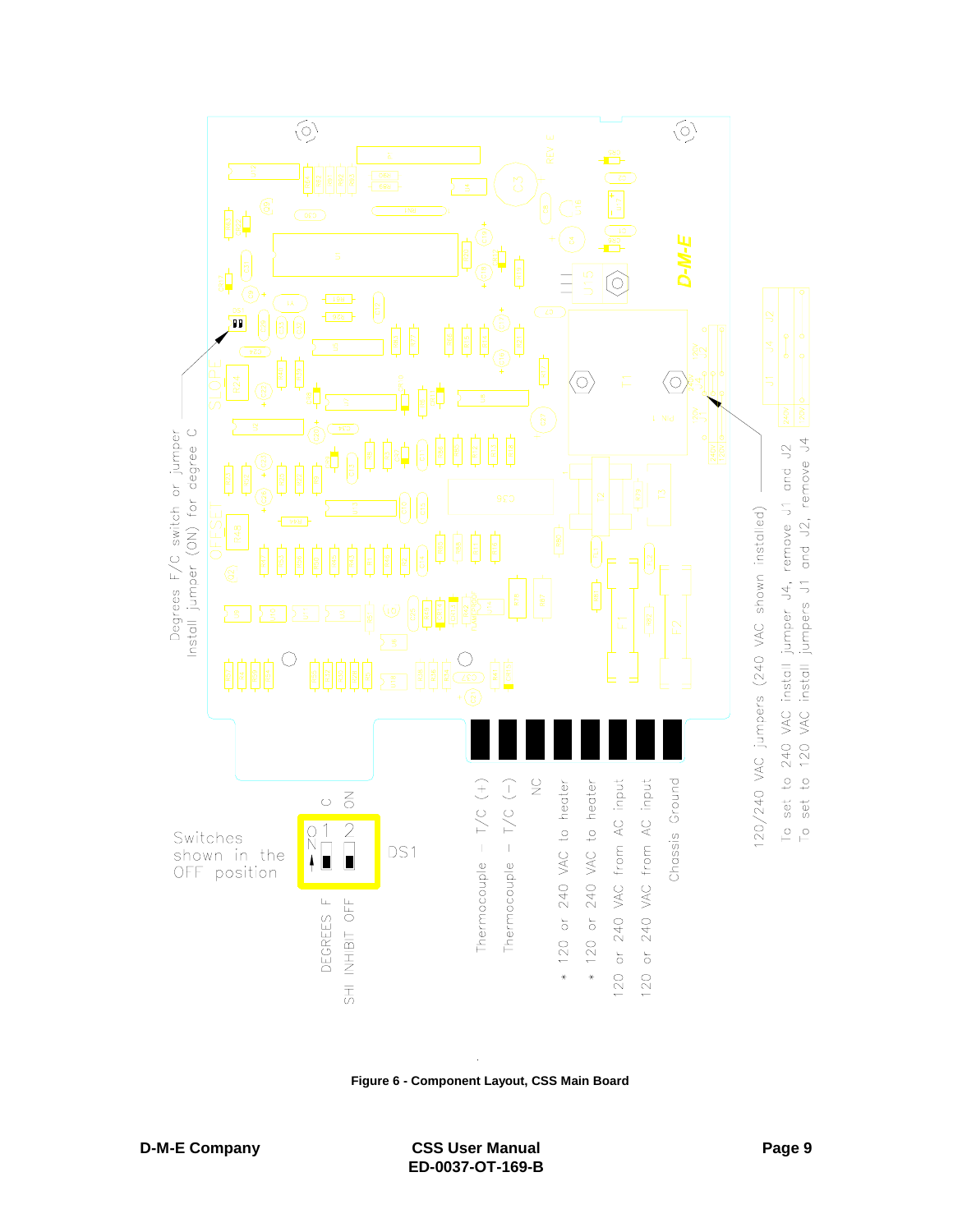Degrees F/C switch or jumper
Install jumper (ON) for degree C

Switches shown in the OFF position

DS1

DEGREES F / C

SHI INHBIT OFF / ON

Thermocouple - T/C (+)

Thermocouple - T/C (−)

NC

* 120 or 240 VAC to heater

* 120 or 240 VAC to heater

120 or 240 VAC from AC input

120 or 240 VAC from AC input

Chassis Ground

120/240 VAC jumpers (240 VAC shown installed)
To set to 240 VAC install jumper J4, remove J1 and J2
To set to 120 VAC install jumpers J1 and J2, remove J4

**Figure 6 - Component Layout, CSS Main Board**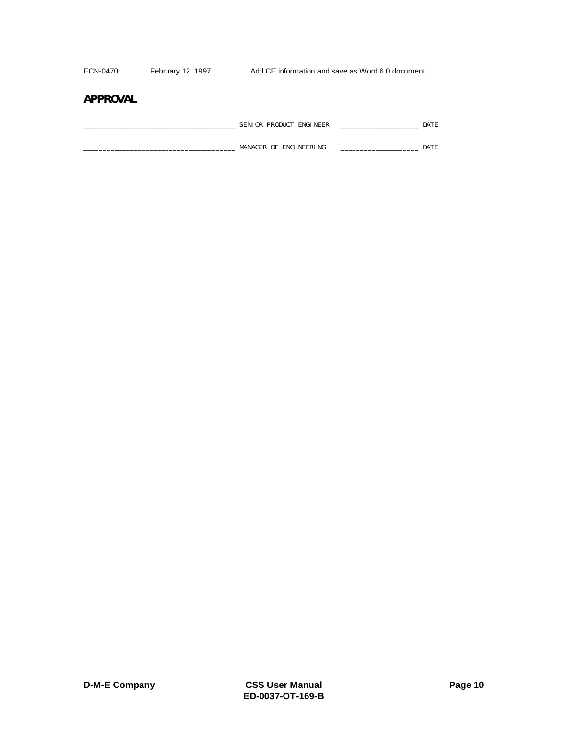ECN-0470 February 12, 1997 Add CE information and save as Word 6.0 document

## APPROVAL

_____________________________________ SENIOR PRODUCT ENGINEER ___________________ DATE

_____________________________________ MANAGER OF ENGINEERING ___________________ DATE